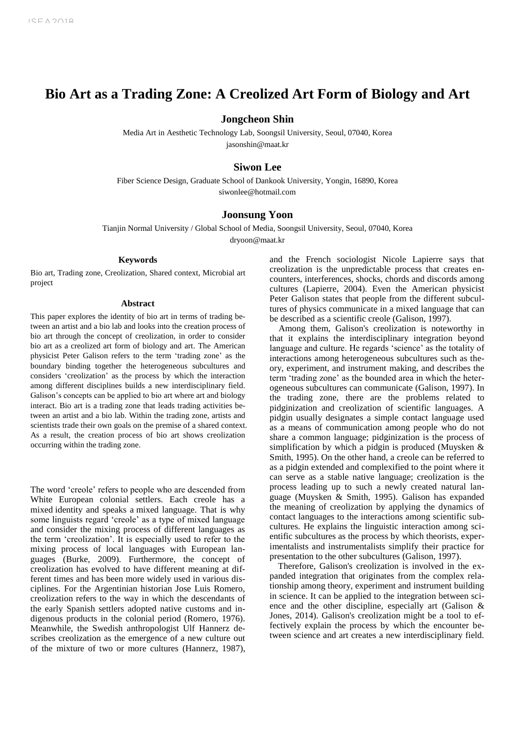# Bio Art as a Trading Zone: A Creolized Art Form of Biology and Art

**Jongcheon Shin**

Media Art in Aesthetic Technology Lab, Soongsil University, Seoul, 07040, Korea
jasonshin@maat.kr

**Siwon Lee**

Fiber Science Design, Graduate School of Dankook University, Yongin, 16890, Korea
siwonlee@hotmail.com

**Joonsung Yoon**

Tianjin Normal University / Global School of Media, Soongsil University, Seoul, 07040, Korea
dryoon@maat.kr

### Keywords

Bio art, Trading zone, Creolization, Shared context, Microbial art project

### Abstract

This paper explores the identity of bio art in terms of trading between an artist and a bio lab and looks into the creation process of bio art through the concept of creolization, in order to consider bio art as a creolized art form of biology and art. The American physicist Peter Galison refers to the term 'trading zone' as the boundary binding together the heterogeneous subcultures and considers 'creolization' as the process by which the interaction among different disciplines builds a new interdisciplinary field. Galison's concepts can be applied to bio art where art and biology interact. Bio art is a trading zone that leads trading activities between an artist and a bio lab. Within the trading zone, artists and scientists trade their own goals on the premise of a shared context. As a result, the creation process of bio art shows creolization occurring within the trading zone.

The word 'creole' refers to people who are descended from White European colonial settlers. Each creole has a mixed identity and speaks a mixed language. That is why some linguists regard 'creole' as a type of mixed language and consider the mixing process of different languages as the term 'creolization'. It is especially used to refer to the mixing process of local languages with European languages (Burke, 2009). Furthermore, the concept of creolization has evolved to have different meaning at different times and has been more widely used in various disciplines. For the Argentinian historian Jose Luis Romero, creolization refers to the way in which the descendants of the early Spanish settlers adopted native customs and indigenous products in the colonial period (Romero, 1976). Meanwhile, the Swedish anthropologist Ulf Hannerz describes creolization as the emergence of a new culture out of the mixture of two or more cultures (Hannerz, 1987), and the French sociologist Nicole Lapierre says that creolization is the unpredictable process that creates encounters, interferences, shocks, chords and discords among cultures (Lapierre, 2004). Even the American physicist Peter Galison states that people from the different subcultures of physics communicate in a mixed language that can be described as a scientific creole (Galison, 1997).

Among them, Galison's creolization is noteworthy in that it explains the interdisciplinary integration beyond language and culture. He regards 'science' as the totality of interactions among heterogeneous subcultures such as theory, experiment, and instrument making, and describes the term 'trading zone' as the bounded area in which the heterogeneous subcultures can communicate (Galison, 1997). In the trading zone, there are the problems related to pidginization and creolization of scientific languages. A pidgin usually designates a simple contact language used as a means of communication among people who do not share a common language; pidginization is the process of simplification by which a pidgin is produced (Muysken & Smith, 1995). On the other hand, a creole can be referred to as a pidgin extended and complexified to the point where it can serve as a stable native language; creolization is the process leading up to such a newly created natural language (Muysken & Smith, 1995). Galison has expanded the meaning of creolization by applying the dynamics of contact languages to the interactions among scientific subcultures. He explains the linguistic interaction among scientific subcultures as the process by which theorists, experimentalists and instrumentalists simplify their practice for presentation to the other subcultures (Galison, 1997).

Therefore, Galison's creolization is involved in the expanded integration that originates from the complex relationship among theory, experiment and instrument building in science. It can be applied to the integration between science and the other discipline, especially art (Galison & Jones, 2014). Galison's creolization might be a tool to effectively explain the process by which the encounter between science and art creates a new interdisciplinary field.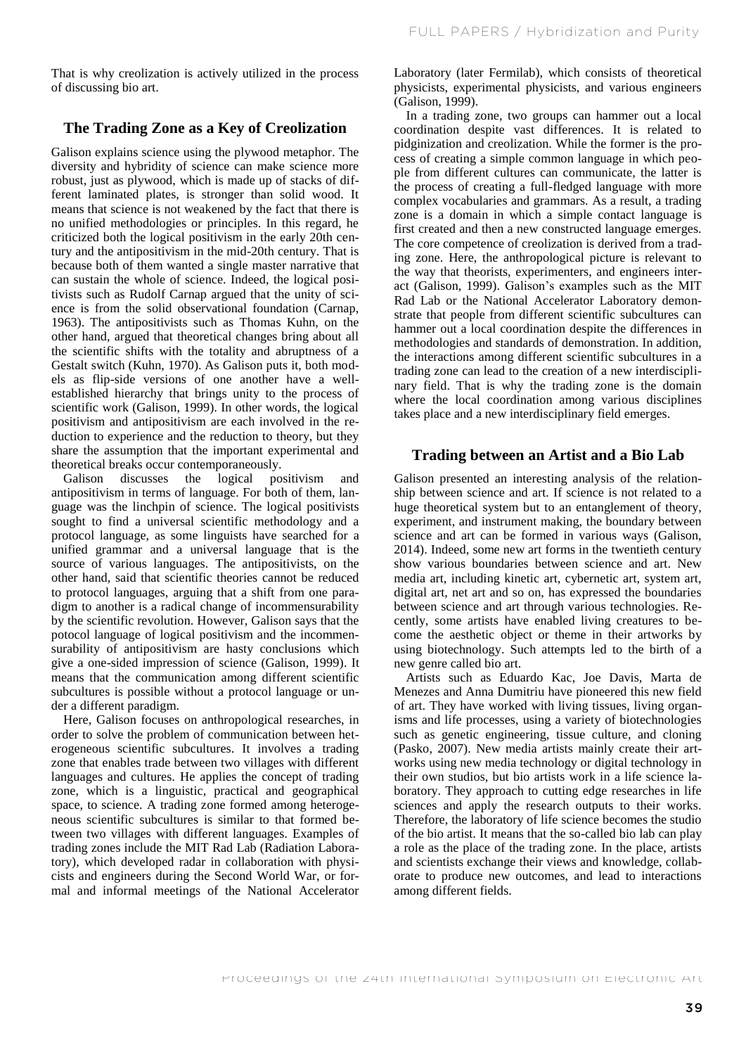That is why creolization is actively utilized in the process of discussing bio art.

## The Trading Zone as a Key of Creolization

Galison explains science using the plywood metaphor. The diversity and hybridity of science can make science more robust, just as plywood, which is made up of stacks of different laminated plates, is stronger than solid wood. It means that science is not weakened by the fact that there is no unified methodologies or principles. In this regard, he criticized both the logical positivism in the early 20th century and the antipositivism in the mid-20th century. That is because both of them wanted a single master narrative that can sustain the whole of science. Indeed, the logical positivists such as Rudolf Carnap argued that the unity of science is from the solid observational foundation (Carnap, 1963). The antipositivists such as Thomas Kuhn, on the other hand, argued that theoretical changes bring about all the scientific shifts with the totality and abruptness of a Gestalt switch (Kuhn, 1970). As Galison puts it, both models as flip-side versions of one another have a well-established hierarchy that brings unity to the process of scientific work (Galison, 1999). In other words, the logical positivism and antipositivism are each involved in the reduction to experience and the reduction to theory, but they share the assumption that the important experimental and theoretical breaks occur contemporaneously.

Galison discusses the logical positivism and antipositivism in terms of language. For both of them, language was the linchpin of science. The logical positivists sought to find a universal scientific methodology and a protocol language, as some linguists have searched for a unified grammar and a universal language that is the source of various languages. The antipositivists, on the other hand, said that scientific theories cannot be reduced to protocol languages, arguing that a shift from one paradigm to another is a radical change of incommensurability by the scientific revolution. However, Galison says that the potocol language of logical positivism and the incommensurability of antipositivism are hasty conclusions which give a one-sided impression of science (Galison, 1999). It means that the communication among different scientific subcultures is possible without a protocol language or under a different paradigm.

Here, Galison focuses on anthropological researches, in order to solve the problem of communication between heterogeneous scientific subcultures. It involves a trading zone that enables trade between two villages with different languages and cultures. He applies the concept of trading zone, which is a linguistic, practical and geographical space, to science. A trading zone formed among heterogeneous scientific subcultures is similar to that formed between two villages with different languages. Examples of trading zones include the MIT Rad Lab (Radiation Laboratory), which developed radar in collaboration with physicists and engineers during the Second World War, or formal and informal meetings of the National Accelerator Laboratory (later Fermilab), which consists of theoretical physicists, experimental physicists, and various engineers (Galison, 1999).

In a trading zone, two groups can hammer out a local coordination despite vast differences. It is related to pidginization and creolization. While the former is the process of creating a simple common language in which people from different cultures can communicate, the latter is the process of creating a full-fledged language with more complex vocabularies and grammars. As a result, a trading zone is a domain in which a simple contact language is first created and then a new constructed language emerges. The core competence of creolization is derived from a trading zone. Here, the anthropological picture is relevant to the way that theorists, experimenters, and engineers interact (Galison, 1999). Galison's examples such as the MIT Rad Lab or the National Accelerator Laboratory demonstrate that people from different scientific subcultures can hammer out a local coordination despite the differences in methodologies and standards of demonstration. In addition, the interactions among different scientific subcultures in a trading zone can lead to the creation of a new interdisciplinary field. That is why the trading zone is the domain where the local coordination among various disciplines takes place and a new interdisciplinary field emerges.

## Trading between an Artist and a Bio Lab

Galison presented an interesting analysis of the relationship between science and art. If science is not related to a huge theoretical system but to an entanglement of theory, experiment, and instrument making, the boundary between science and art can be formed in various ways (Galison, 2014). Indeed, some new art forms in the twentieth century show various boundaries between science and art. New media art, including kinetic art, cybernetic art, system art, digital art, net art and so on, has expressed the boundaries between science and art through various technologies. Recently, some artists have enabled living creatures to become the aesthetic object or theme in their artworks by using biotechnology. Such attempts led to the birth of a new genre called bio art.

Artists such as Eduardo Kac, Joe Davis, Marta de Menezes and Anna Dumitriu have pioneered this new field of art. They have worked with living tissues, living organisms and life processes, using a variety of biotechnologies such as genetic engineering, tissue culture, and cloning (Pasko, 2007). New media artists mainly create their artworks using new media technology or digital technology in their own studios, but bio artists work in a life science laboratory. They approach to cutting edge researches in life sciences and apply the research outputs to their works. Therefore, the laboratory of life science becomes the studio of the bio artist. It means that the so-called bio lab can play a role as the place of the trading zone. In the place, artists and scientists exchange their views and knowledge, collaborate to produce new outcomes, and lead to interactions among different fields.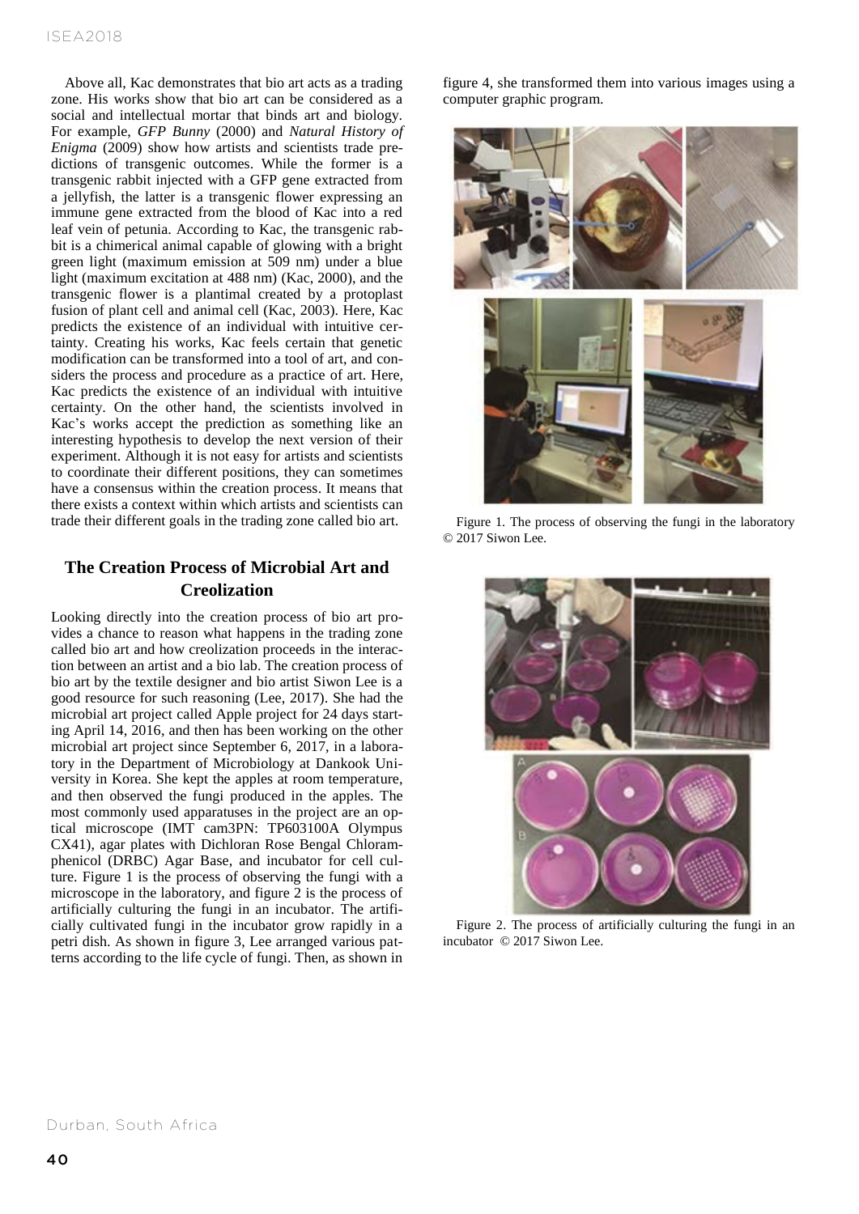Above all, Kac demonstrates that bio art acts as a trading zone. His works show that bio art can be considered as a social and intellectual mortar that binds art and biology. For example, *GFP Bunny* (2000) and *Natural History of Enigma* (2009) show how artists and scientists trade predictions of transgenic outcomes. While the former is a transgenic rabbit injected with a GFP gene extracted from a jellyfish, the latter is a transgenic flower expressing an immune gene extracted from the blood of Kac into a red leaf vein of petunia. According to Kac, the transgenic rabbit is a chimerical animal capable of glowing with a bright green light (maximum emission at 509 nm) under a blue light (maximum excitation at 488 nm) (Kac, 2000), and the transgenic flower is a plantimal created by a protoplast fusion of plant cell and animal cell (Kac, 2003). Here, Kac predicts the existence of an individual with intuitive certainty. Creating his works, Kac feels certain that genetic modification can be transformed into a tool of art, and considers the process and procedure as a practice of art. Here, Kac predicts the existence of an individual with intuitive certainty. On the other hand, the scientists involved in Kac's works accept the prediction as something like an interesting hypothesis to develop the next version of their experiment. Although it is not easy for artists and scientists to coordinate their different positions, they can sometimes have a consensus within the creation process. It means that there exists a context within which artists and scientists can trade their different goals in the trading zone called bio art.

## The Creation Process of Microbial Art and Creolization

Looking directly into the creation process of bio art provides a chance to reason what happens in the trading zone called bio art and how creolization proceeds in the interaction between an artist and a bio lab. The creation process of bio art by the textile designer and bio artist Siwon Lee is a good resource for such reasoning (Lee, 2017). She had the microbial art project called Apple project for 24 days starting April 14, 2016, and then has been working on the other microbial art project since September 6, 2017, in a laboratory in the Department of Microbiology at Dankook University in Korea. She kept the apples at room temperature, and then observed the fungi produced in the apples. The most commonly used apparatuses in the project are an optical microscope (IMT cam3PN: TP603100A Olympus CX41), agar plates with Dichloran Rose Bengal Chloramphenicol (DRBC) Agar Base, and incubator for cell culture. Figure 1 is the process of observing the fungi with a microscope in the laboratory, and figure 2 is the process of artificially culturing the fungi in an incubator. The artificially cultivated fungi in the incubator grow rapidly in a petri dish. As shown in figure 3, Lee arranged various patterns according to the life cycle of fungi. Then, as shown in figure 4, she transformed them into various images using a computer graphic program.

Figure 1. The process of observing the fungi in the laboratory © 2017 Siwon Lee.

Figure 2. The process of artificially culturing the fungi in an incubator © 2017 Siwon Lee.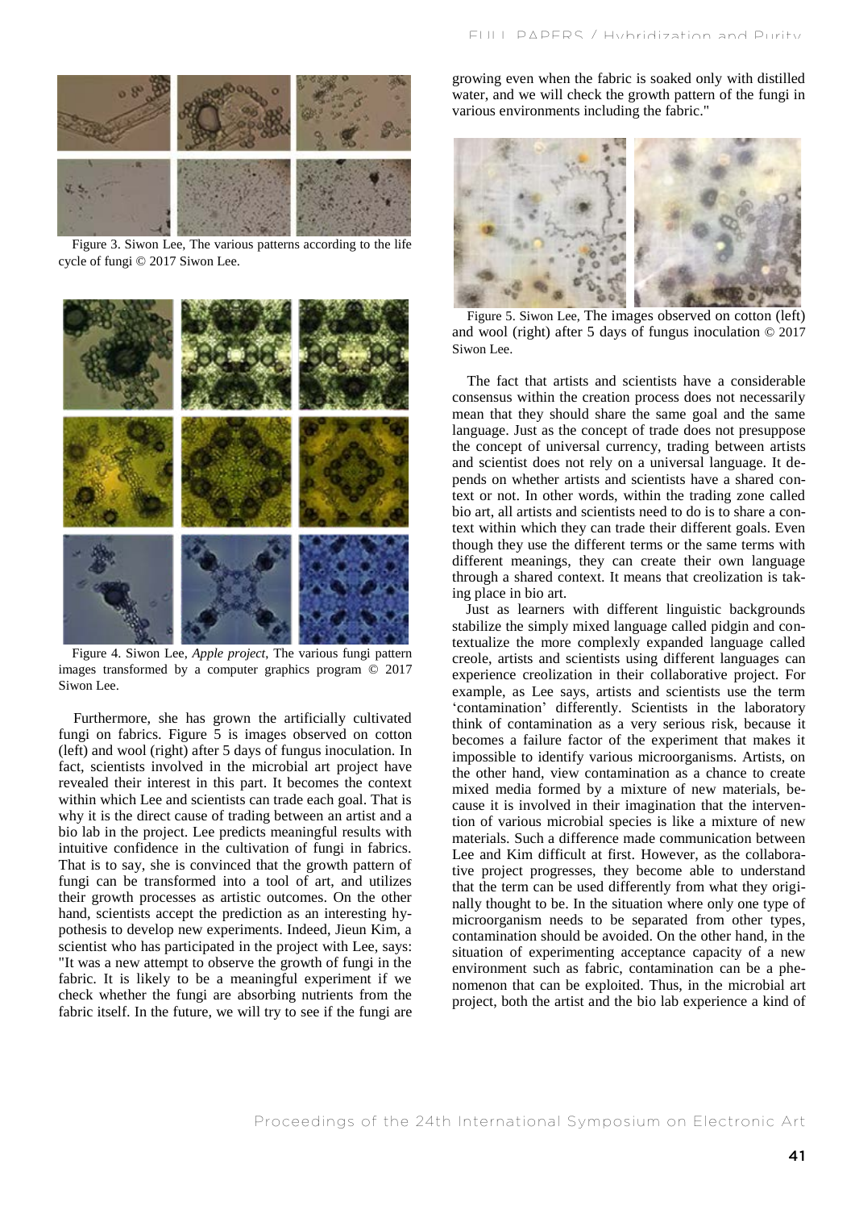Figure 3. Siwon Lee, The various patterns according to the life cycle of fungi © 2017 Siwon Lee.

Figure 4. Siwon Lee, *Apple project*, The various fungi pattern images transformed by a computer graphics program © 2017 Siwon Lee.

Furthermore, she has grown the artificially cultivated fungi on fabrics. Figure 5 is images observed on cotton (left) and wool (right) after 5 days of fungus inoculation. In fact, scientists involved in the microbial art project have revealed their interest in this part. It becomes the context within which Lee and scientists can trade each goal. That is why it is the direct cause of trading between an artist and a bio lab in the project. Lee predicts meaningful results with intuitive confidence in the cultivation of fungi in fabrics. That is to say, she is convinced that the growth pattern of fungi can be transformed into a tool of art, and utilizes their growth processes as artistic outcomes. On the other hand, scientists accept the prediction as an interesting hypothesis to develop new experiments. Indeed, Jieun Kim, a scientist who has participated in the project with Lee, says: "It was a new attempt to observe the growth of fungi in the fabric. It is likely to be a meaningful experiment if we check whether the fungi are absorbing nutrients from the fabric itself. In the future, we will try to see if the fungi are growing even when the fabric is soaked only with distilled water, and we will check the growth pattern of the fungi in various environments including the fabric."

Figure 5. Siwon Lee, The images observed on cotton (left) and wool (right) after 5 days of fungus inoculation © 2017 Siwon Lee.

The fact that artists and scientists have a considerable consensus within the creation process does not necessarily mean that they should share the same goal and the same language. Just as the concept of trade does not presuppose the concept of universal currency, trading between artists and scientist does not rely on a universal language. It depends on whether artists and scientists have a shared context or not. In other words, within the trading zone called bio art, all artists and scientists need to do is to share a context within which they can trade their different goals. Even though they use the different terms or the same terms with different meanings, they can create their own language through a shared context. It means that creolization is taking place in bio art.

Just as learners with different linguistic backgrounds stabilize the simply mixed language called pidgin and contextualize the more complexly expanded language called creole, artists and scientists using different languages can experience creolization in their collaborative project. For example, as Lee says, artists and scientists use the term 'contamination' differently. Scientists in the laboratory think of contamination as a very serious risk, because it becomes a failure factor of the experiment that makes it impossible to identify various microorganisms. Artists, on the other hand, view contamination as a chance to create mixed media formed by a mixture of new materials, because it is involved in their imagination that the intervention of various microbial species is like a mixture of new materials. Such a difference made communication between Lee and Kim difficult at first. However, as the collaborative project progresses, they become able to understand that the term can be used differently from what they originally thought to be. In the situation where only one type of microorganism needs to be separated from other types, contamination should be avoided. On the other hand, in the situation of experimenting acceptance capacity of a new environment such as fabric, contamination can be a phenomenon that can be exploited. Thus, in the microbial art project, both the artist and the bio lab experience a kind of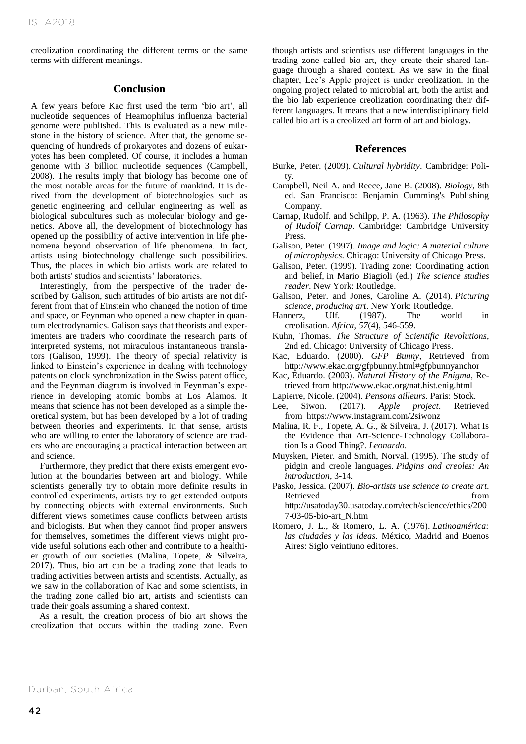creolization coordinating the different terms or the same terms with different meanings.

## Conclusion

A few years before Kac first used the term 'bio art', all nucleotide sequences of Heamophilus influenza bacterial genome were published. This is evaluated as a new milestone in the history of science. After that, the genome sequencing of hundreds of prokaryotes and dozens of eukaryotes has been completed. Of course, it includes a human genome with 3 billion nucleotide sequences (Campbell, 2008). The results imply that biology has become one of the most notable areas for the future of mankind. It is derived from the development of biotechnologies such as genetic engineering and cellular engineering as well as biological subcultures such as molecular biology and genetics. Above all, the development of biotechnology has opened up the possibility of active intervention in life phenomena beyond observation of life phenomena. In fact, artists using biotechnology challenge such possibilities. Thus, the places in which bio artists work are related to both artists' studios and scientists' laboratories.

Interestingly, from the perspective of the trader described by Galison, such attitudes of bio artists are not different from that of Einstein who changed the notion of time and space, or Feynman who opened a new chapter in quantum electrodynamics. Galison says that theorists and experimenters are traders who coordinate the research parts of interpreted systems, not miraculous instantaneous translators (Galison, 1999). The theory of special relativity is linked to Einstein's experience in dealing with technology patents on clock synchronization in the Swiss patent office, and the Feynman diagram is involved in Feynman's experience in developing atomic bombs at Los Alamos. It means that science has not been developed as a simple theoretical system, but has been developed by a lot of trading between theories and experiments. In that sense, artists who are willing to enter the laboratory of science are traders who are encouraging a practical interaction between art and science.

Furthermore, they predict that there exists emergent evolution at the boundaries between art and biology. While scientists generally try to obtain more definite results in controlled experiments, artists try to get extended outputs by connecting objects with external environments. Such different views sometimes cause conflicts between artists and biologists. But when they cannot find proper answers for themselves, sometimes the different views might provide useful solutions each other and contribute to a healthier growth of our societies (Malina, Topete, & Silveira, 2017). Thus, bio art can be a trading zone that leads to trading activities between artists and scientists. Actually, as we saw in the collaboration of Kac and some scientists, in the trading zone called bio art, artists and scientists can trade their goals assuming a shared context.

As a result, the creation process of bio art shows the creolization that occurs within the trading zone. Even though artists and scientists use different languages in the trading zone called bio art, they create their shared language through a shared context. As we saw in the final chapter, Lee's Apple project is under creolization. In the ongoing project related to microbial art, both the artist and the bio lab experience creolization coordinating their different languages. It means that a new interdisciplinary field called bio art is a creolized art form of art and biology.

## References

Burke, Peter. (2009). *Cultural hybridity*. Cambridge: Polity.

Campbell, Neil A. and Reece, Jane B. (2008). *Biology*, 8th ed. San Francisco: Benjamin Cumming's Publishing Company.

Carnap, Rudolf. and Schilpp, P. A. (1963). *The Philosophy of Rudolf Carnap*. Cambridge: Cambridge University Press.

Galison, Peter. (1997). *Image and logic: A material culture of microphysics*. Chicago: University of Chicago Press.

Galison, Peter. (1999). Trading zone: Coordinating action and belief, in Mario Biagioli (ed.) *The science studies reader*. New York: Routledge.

Galison, Peter. and Jones, Caroline A. (2014). *Picturing science, producing art*. New York: Routledge.

Hannerz, Ulf. (1987). The world in creolisation. *Africa*, *57*(4), 546-559.

Kuhn, Thomas. *The Structure of Scientific Revolutions*, 2nd ed. Chicago: University of Chicago Press.

Kac, Eduardo. (2000). *GFP Bunny*, Retrieved from http://www.ekac.org/gfpbunny.html#gfpbunnyanchor

Kac, Eduardo. (2003). *Natural History of the Enigma*, Retrieved from http://www.ekac.org/nat.hist.enig.html

Lapierre, Nicole. (2004). *Pensons ailleurs*. Paris: Stock.

Lee, Siwon. (2017). *Apple project*. Retrieved from https://www.instagram.com/2siwonz

Malina, R. F., Topete, A. G., & Silveira, J. (2017). What Is the Evidence that Art-Science-Technology Collaboration Is a Good Thing?. *Leonardo*.

Muysken, Pieter. and Smith, Norval. (1995). The study of pidgin and creole languages. *Pidgins and creoles: An introduction*, 3-14.

Pasko, Jessica. (2007). *Bio-artists use science to create art*. Retrieved from http://usatoday30.usatoday.com/tech/science/ethics/2007-03-05-bio-art_N.htm

Romero, J. L., & Romero, L. A. (1976). *Latinoamérica: las ciudades y las ideas*. México, Madrid and Buenos Aires: Siglo veintiuno editores.